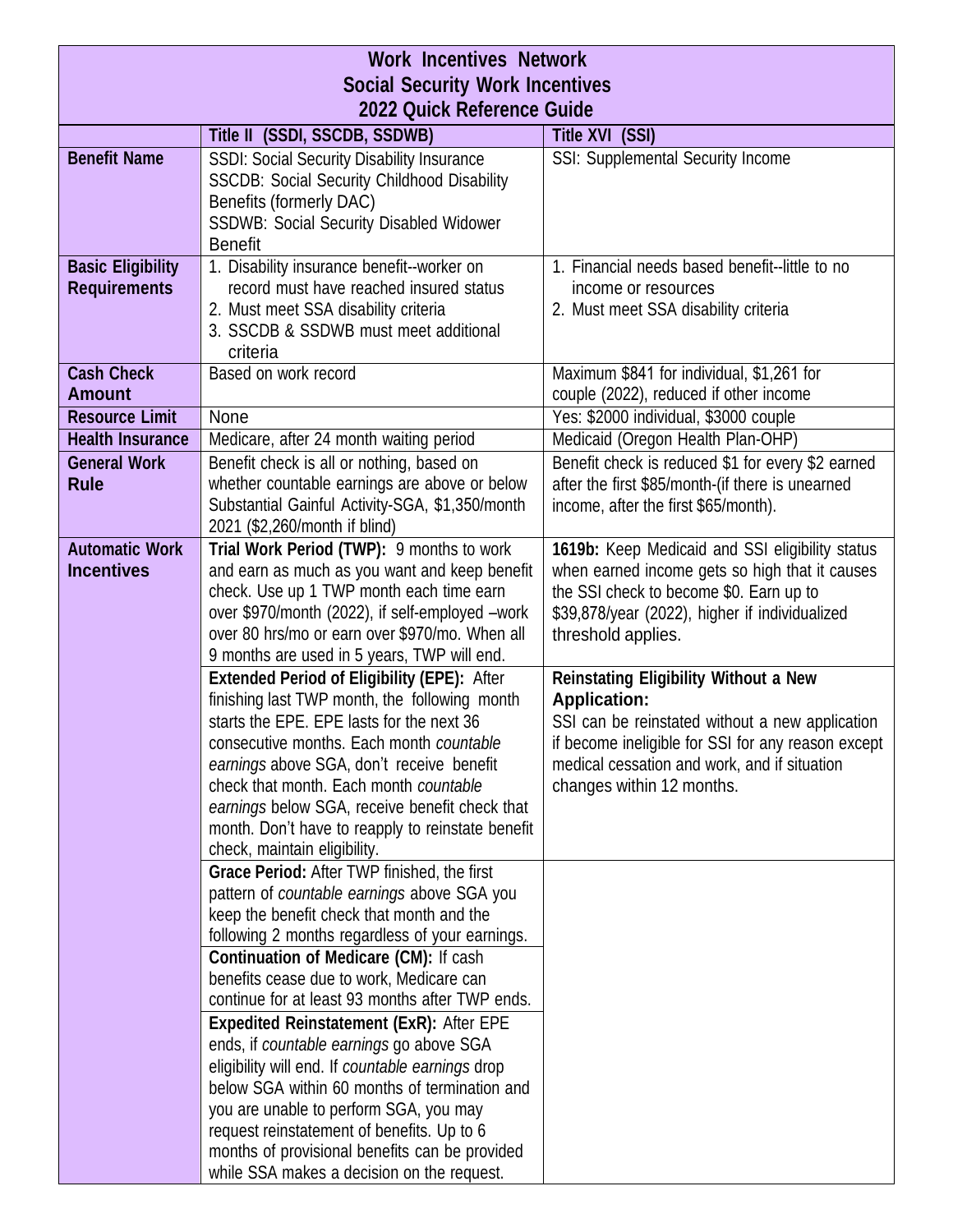# Work Incentives Network
## Social Security Work Incentives
## 2022 Quick Reference Guide

| | Title II (SSDI, SSCDB, SSDWB) | Title XVI (SSI) |
|---|---|---|
| **Benefit Name** | SSDI: Social Security Disability Insurance<br>SSCDB: Social Security Childhood Disability Benefits (formerly DAC)<br>SSDWB: Social Security Disabled Widower Benefit | SSI: Supplemental Security Income |
| **Basic Eligibility Requirements** | 1. Disability insurance benefit--worker on record must have reached insured status<br>2. Must meet SSA disability criteria<br>3. SSCDB & SSDWB must meet additional criteria | 1. Financial needs based benefit--little to no income or resources<br>2. Must meet SSA disability criteria |
| **Cash Check Amount** | Based on work record | Maximum $841 for individual, $1,261 for couple (2022), reduced if other income |
| **Resource Limit** | None | Yes: $2000 individual, $3000 couple |
| **Health Insurance** | Medicare, after 24 month waiting period | Medicaid (Oregon Health Plan-OHP) |
| **General Work Rule** | Benefit check is all or nothing, based on whether countable earnings are above or below Substantial Gainful Activity-SGA, $1,350/month 2021 ($2,260/month if blind) | Benefit check is reduced $1 for every $2 earned after the first $85/month-(if there is unearned income, after the first $65/month). |
| **Automatic Work Incentives** | **Trial Work Period (TWP):** 9 months to work and earn as much as you want and keep benefit check. Use up 1 TWP month each time earn over $970/month (2022), if self-employed –work over 80 hrs/mo or earn over $970/mo. When all 9 months are used in 5 years, TWP will end. | **1619b:** Keep Medicaid and SSI eligibility status when earned income gets so high that it causes the SSI check to become $0. Earn up to $39,878/year (2022), higher if individualized threshold applies. |
| | **Extended Period of Eligibility (EPE):** After finishing last TWP month, the following month starts the EPE. EPE lasts for the next 36 consecutive months. Each month *countable earnings* above SGA, don't receive benefit check that month. Each month *countable earnings* below SGA, receive benefit check that month. Don't have to reapply to reinstate benefit check, maintain eligibility. | **Reinstating Eligibility Without a New Application:**<br>SSI can be reinstated without a new application if become ineligible for SSI for any reason except medical cessation and work, and if situation changes within 12 months. |
| | **Grace Period:** After TWP finished, the first pattern of *countable earnings* above SGA you keep the benefit check that month and the following 2 months regardless of your earnings. | |
| | **Continuation of Medicare (CM):** If cash benefits cease due to work, Medicare can continue for at least 93 months after TWP ends. | |
| | **Expedited Reinstatement (ExR):** After EPE ends, if *countable earnings* go above SGA eligibility will end. If *countable earnings* drop below SGA within 60 months of termination and you are unable to perform SGA, you may request reinstatement of benefits. Up to 6 months of provisional benefits can be provided while SSA makes a decision on the request. | |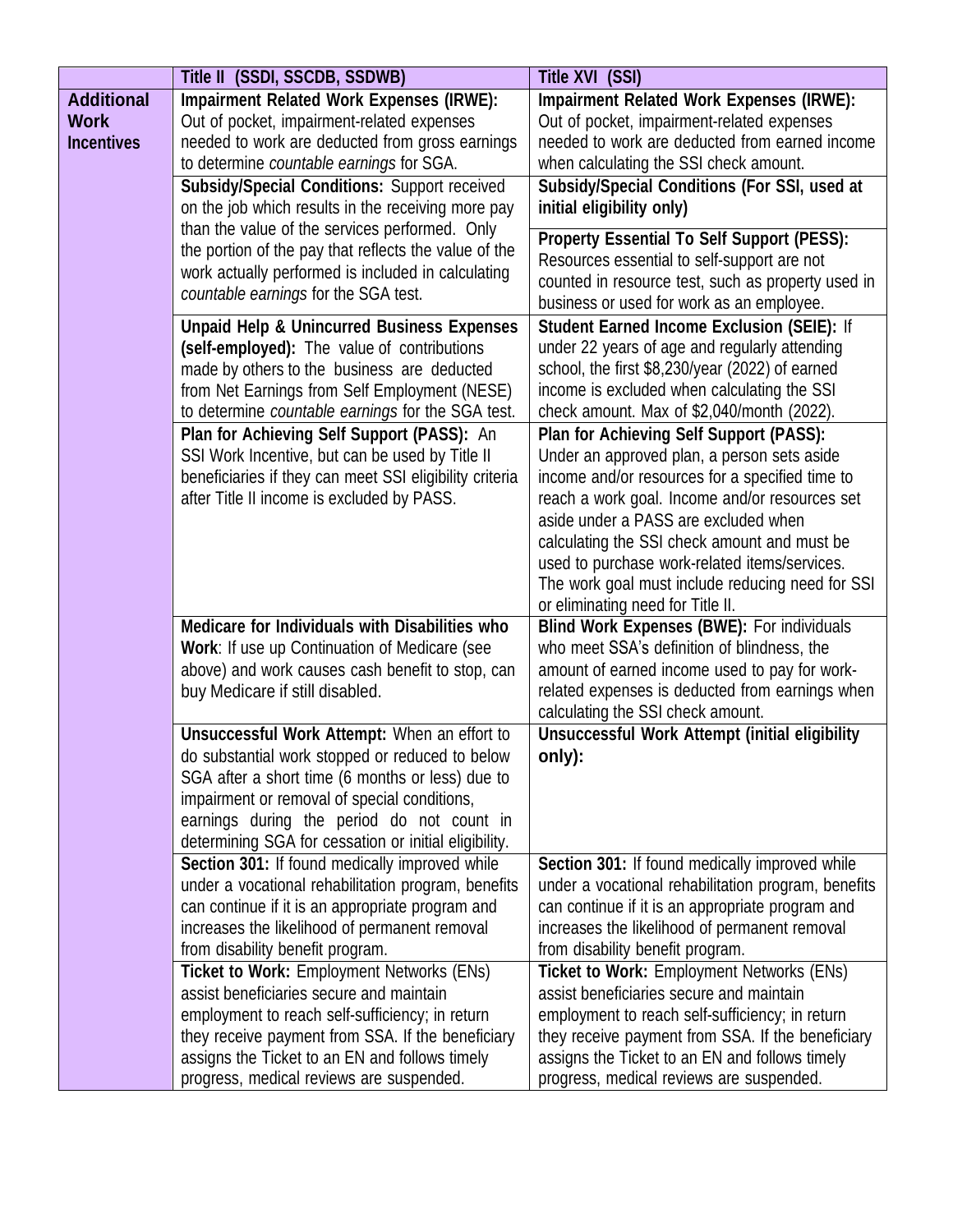| | Title II (SSDI, SSCDB, SSDWB) | Title XVI (SSI) |
|---|---|---|
| **Additional Work Incentives** | **Impairment Related Work Expenses (IRWE):** Out of pocket, impairment-related expenses needed to work are deducted from gross earnings to determine *countable earnings* for SGA. | **Impairment Related Work Expenses (IRWE):** Out of pocket, impairment-related expenses needed to work are deducted from earned income when calculating the SSI check amount. |
| | **Subsidy/Special Conditions:** Support received on the job which results in the receiving more pay than the value of the services performed. Only the portion of the pay that reflects the value of the work actually performed is included in calculating *countable earnings* for the SGA test. | **Subsidy/Special Conditions (For SSI, used at initial eligibility only)** **Property Essential To Self Support (PESS):** Resources essential to self-support are not counted in resource test, such as property used in business or used for work as an employee. |
| | **Unpaid Help & Unincurred Business Expenses (self-employed):** The value of contributions made by others to the business are deducted from Net Earnings from Self Employment (NESE) to determine *countable earnings* for the SGA test. | **Student Earned Income Exclusion (SEIE):** If under 22 years of age and regularly attending school, the first $8,230/year (2022) of earned income is excluded when calculating the SSI check amount. Max of $2,040/month (2022). |
| | **Plan for Achieving Self Support (PASS):** An SSI Work Incentive, but can be used by Title II beneficiaries if they can meet SSI eligibility criteria after Title II income is excluded by PASS. | **Plan for Achieving Self Support (PASS):** Under an approved plan, a person sets aside income and/or resources for a specified time to reach a work goal. Income and/or resources set aside under a PASS are excluded when calculating the SSI check amount and must be used to purchase work-related items/services. The work goal must include reducing need for SSI or eliminating need for Title II. |
| | **Medicare for Individuals with Disabilities who Work**: If use up Continuation of Medicare (see above) and work causes cash benefit to stop, can buy Medicare if still disabled. | **Blind Work Expenses (BWE):** For individuals who meet SSA's definition of blindness, the amount of earned income used to pay for work-related expenses is deducted from earnings when calculating the SSI check amount. |
| | **Unsuccessful Work Attempt:** When an effort to do substantial work stopped or reduced to below SGA after a short time (6 months or less) due to impairment or removal of special conditions, earnings during the period do not count in determining SGA for cessation or initial eligibility. | **Unsuccessful Work Attempt (initial eligibility only):** |
| | **Section 301:** If found medically improved while under a vocational rehabilitation program, benefits can continue if it is an appropriate program and increases the likelihood of permanent removal from disability benefit program. | **Section 301:** If found medically improved while under a vocational rehabilitation program, benefits can continue if it is an appropriate program and increases the likelihood of permanent removal from disability benefit program. |
| | **Ticket to Work:** Employment Networks (ENs) assist beneficiaries secure and maintain employment to reach self-sufficiency; in return they receive payment from SSA. If the beneficiary assigns the Ticket to an EN and follows timely progress, medical reviews are suspended. | **Ticket to Work:** Employment Networks (ENs) assist beneficiaries secure and maintain employment to reach self-sufficiency; in return they receive payment from SSA. If the beneficiary assigns the Ticket to an EN and follows timely progress, medical reviews are suspended. |